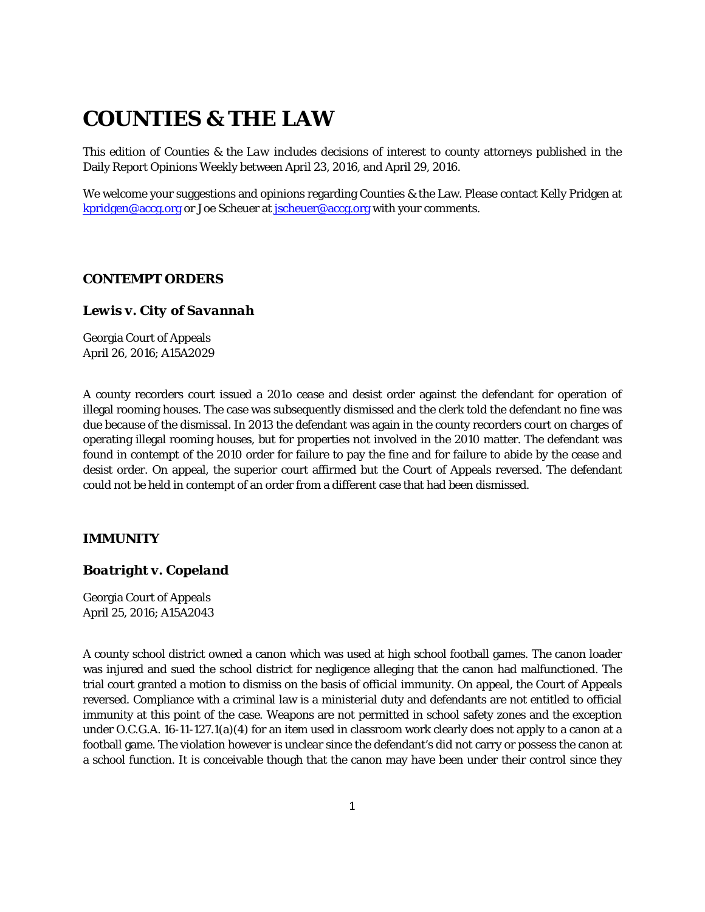# COUNTIES & THE LAW

This edition of Counties & the Law includes decisions of interest to county attorneys published in the Daily Report Opinions Weekly between April 23, 2016, and April 29, 2016.

We welcome your suggestions and opinions regarding Counties & the Law. Please contact Kelly Pridgen at kpridgen@accg.org or Joe Scheuer at jscheuer@accg.org with your comments.

## CONTEMPT ORDERS

### *Lewis v. City of Savannah*

Georgia Court of Appeals
April 26, 2016; A15A2029

A county recorders court issued a 201o cease and desist order against the defendant for operation of illegal rooming houses. The case was subsequently dismissed and the clerk told the defendant no fine was due because of the dismissal. In 2013 the defendant was again in the county recorders court on charges of operating illegal rooming houses, but for properties not involved in the 2010 matter. The defendant was found in contempt of the 2010 order for failure to pay the fine and for failure to abide by the cease and desist order. On appeal, the superior court affirmed but the Court of Appeals reversed. The defendant could not be held in contempt of an order from a different case that had been dismissed.

## IMMUNITY

### *Boatright v. Copeland*

Georgia Court of Appeals
April 25, 2016; A15A2043

A county school district owned a canon which was used at high school football games. The canon loader was injured and sued the school district for negligence alleging that the canon had malfunctioned. The trial court granted a motion to dismiss on the basis of official immunity. On appeal, the Court of Appeals reversed. Compliance with a criminal law is a ministerial duty and defendants are not entitled to official immunity at this point of the case. Weapons are not permitted in school safety zones and the exception under O.C.G.A. 16-11-127.1(a)(4) for an item used in classroom work clearly does not apply to a canon at a football game. The violation however is unclear since the defendant's did not carry or possess the canon at a school function. It is conceivable though that the canon may have been under their control since they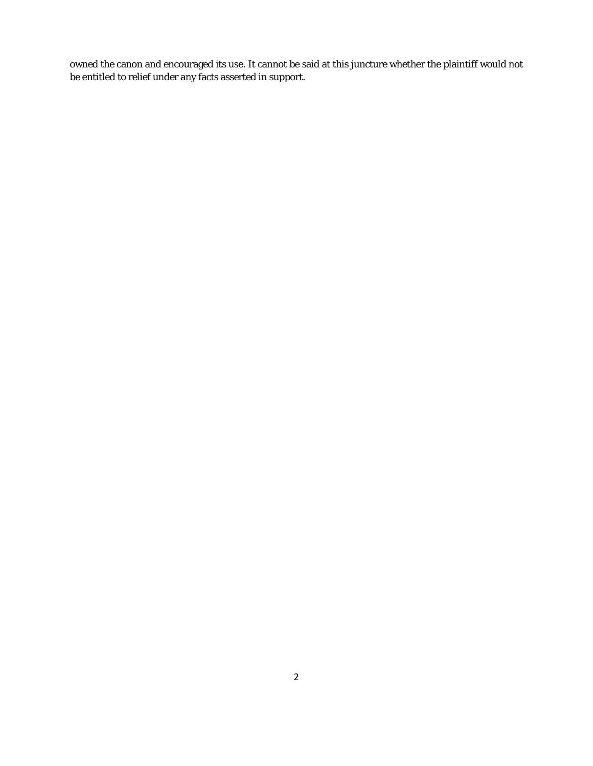owned the canon and encouraged its use. It cannot be said at this juncture whether the plaintiff would not be entitled to relief under any facts asserted in support.